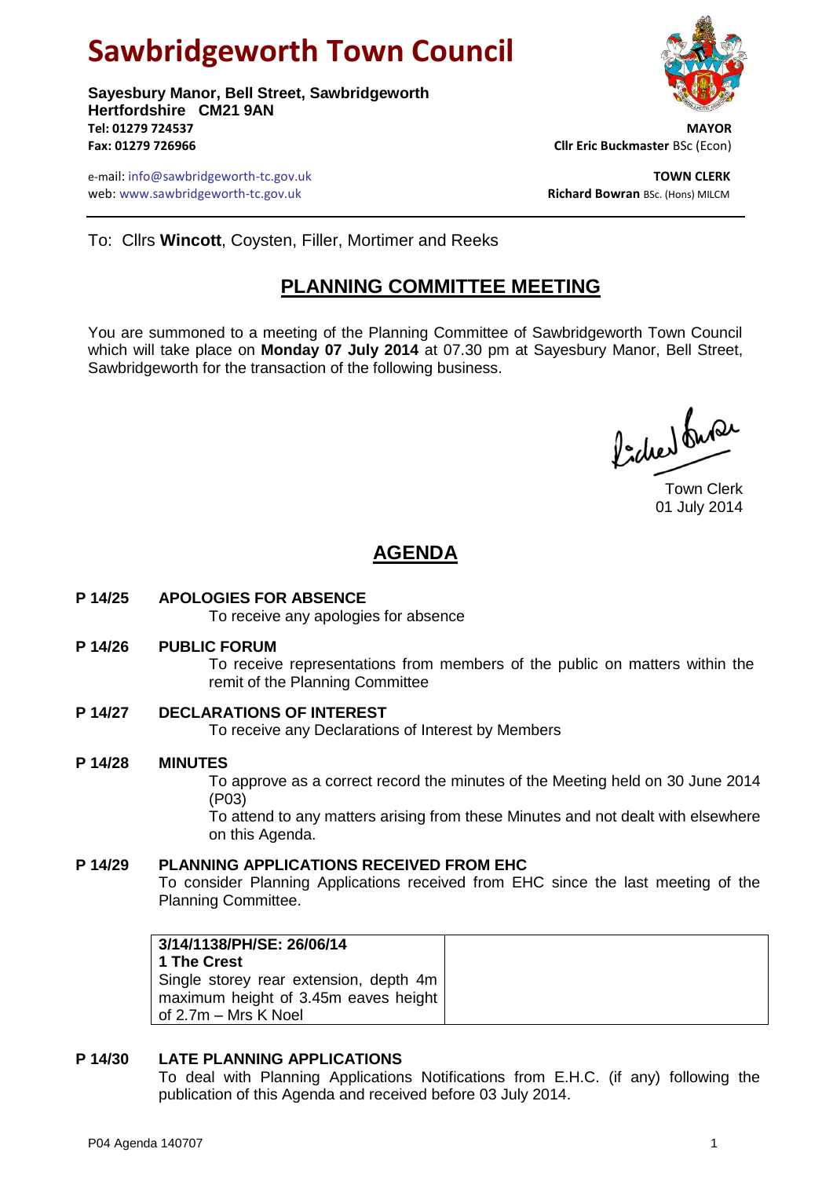# Sawbridgeworth Town Council

**Sayesbury Manor, Bell Street, Sawbridgeworth**
**Hertfordshire CM21 9AN**
**Tel: 01279 724537**
**Fax: 01279 726966**

**MAYOR**
**Cllr Eric Buckmaster** BSc (Econ)

e-mail: info@sawbridgeworth-tc.gov.uk
web: www.sawbridgeworth-tc.gov.uk

**TOWN CLERK**
**Richard Bowran** BSc. (Hons) MILCM

---

To: Cllrs **Wincott**, Coysten, Filler, Mortimer and Reeks

## PLANNING COMMITTEE MEETING

You are summoned to a meeting of the Planning Committee of Sawbridgeworth Town Council which will take place on **Monday 07 July 2014** at 07.30 pm at Sayesbury Manor, Bell Street, Sawbridgeworth for the transaction of the following business.

Town Clerk
01 July 2014

## AGENDA

**P 14/25 APOLOGIES FOR ABSENCE**
To receive any apologies for absence

**P 14/26 PUBLIC FORUM**
To receive representations from members of the public on matters within the remit of the Planning Committee

**P 14/27 DECLARATIONS OF INTEREST**
To receive any Declarations of Interest by Members

**P 14/28 MINUTES**
To approve as a correct record the minutes of the Meeting held on 30 June 2014 (P03)
To attend to any matters arising from these Minutes and not dealt with elsewhere on this Agenda.

**P 14/29 PLANNING APPLICATIONS RECEIVED FROM EHC**
To consider Planning Applications received from EHC since the last meeting of the Planning Committee.

| **3/14/1138/PH/SE: 26/06/14**<br>**1 The Crest**<br>Single storey rear extension, depth 4m maximum height of 3.45m eaves height of 2.7m – Mrs K Noel | |
|---|---|

**P 14/30 LATE PLANNING APPLICATIONS**
To deal with Planning Applications Notifications from E.H.C. (if any) following the publication of this Agenda and received before 03 July 2014.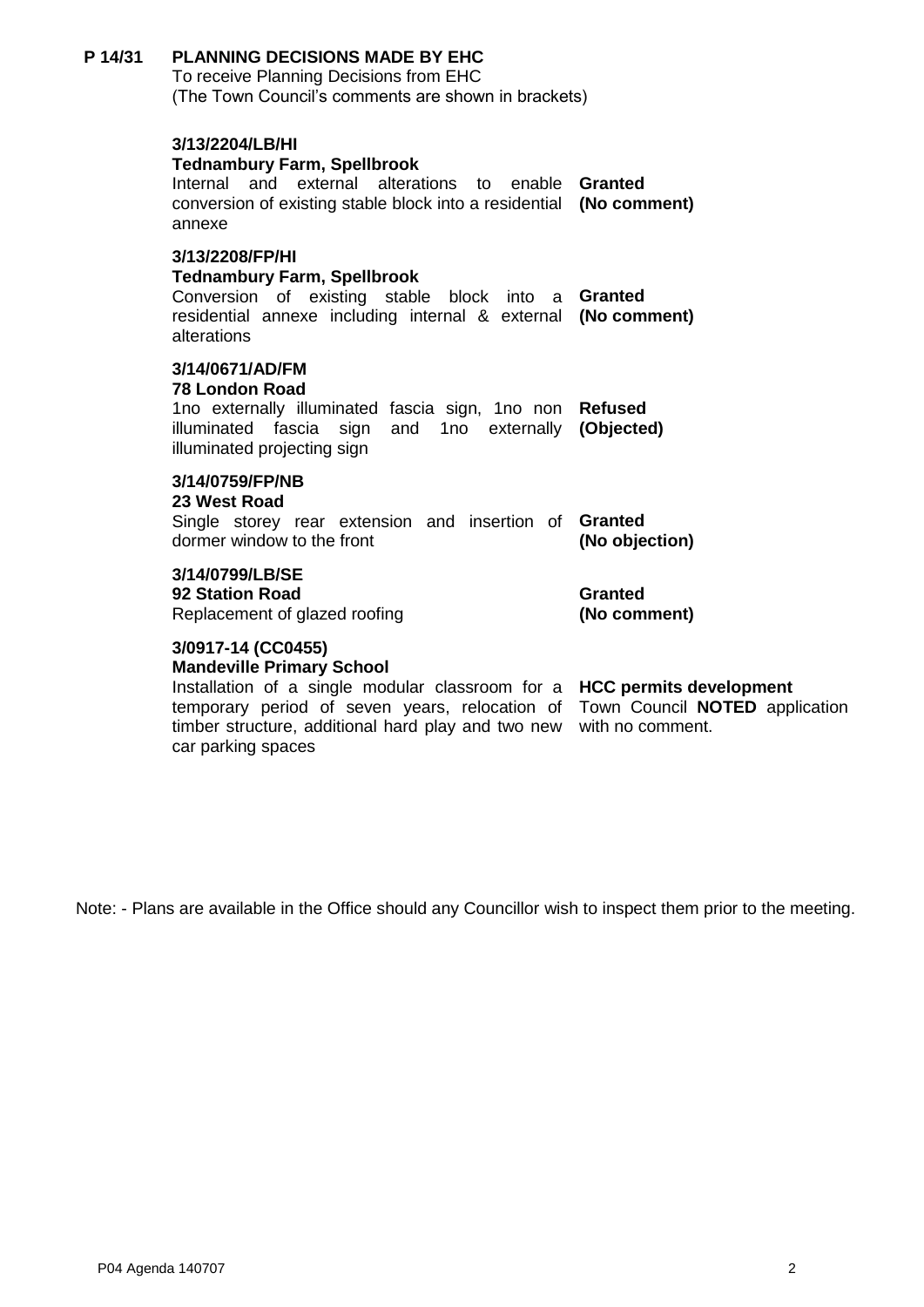**P 14/31 PLANNING DECISIONS MADE BY EHC**

To receive Planning Decisions from EHC
(The Town Council's comments are shown in brackets)

| | |
|---|---|
| **3/13/2204/LB/HI**<br>**Tednambury Farm, Spellbrook**<br>Internal and external alterations to enable conversion of existing stable block into a residential annexe | **Granted**<br>**(No comment)** |
| **3/13/2208/FP/HI**<br>**Tednambury Farm, Spellbrook**<br>Conversion of existing stable block into a residential annexe including internal & external alterations | **Granted**<br>**(No comment)** |
| **3/14/0671/AD/FM**<br>**78 London Road**<br>1no externally illuminated fascia sign, 1no non illuminated fascia sign and 1no externally illuminated projecting sign | **Refused**<br>**(Objected)** |
| **3/14/0759/FP/NB**<br>**23 West Road**<br>Single storey rear extension and insertion of dormer window to the front | **Granted**<br>**(No objection)** |
| **3/14/0799/LB/SE**<br>**92 Station Road**<br>Replacement of glazed roofing | **Granted**<br>**(No comment)** |
| **3/0917-14 (CC0455)**<br>**Mandeville Primary School**<br>Installation of a single modular classroom for a temporary period of seven years, relocation of timber structure, additional hard play and two new car parking spaces | **HCC permits development**<br>Town Council **NOTED** application with no comment. |

Note: - Plans are available in the Office should any Councillor wish to inspect them prior to the meeting.

P04 Agenda 140707